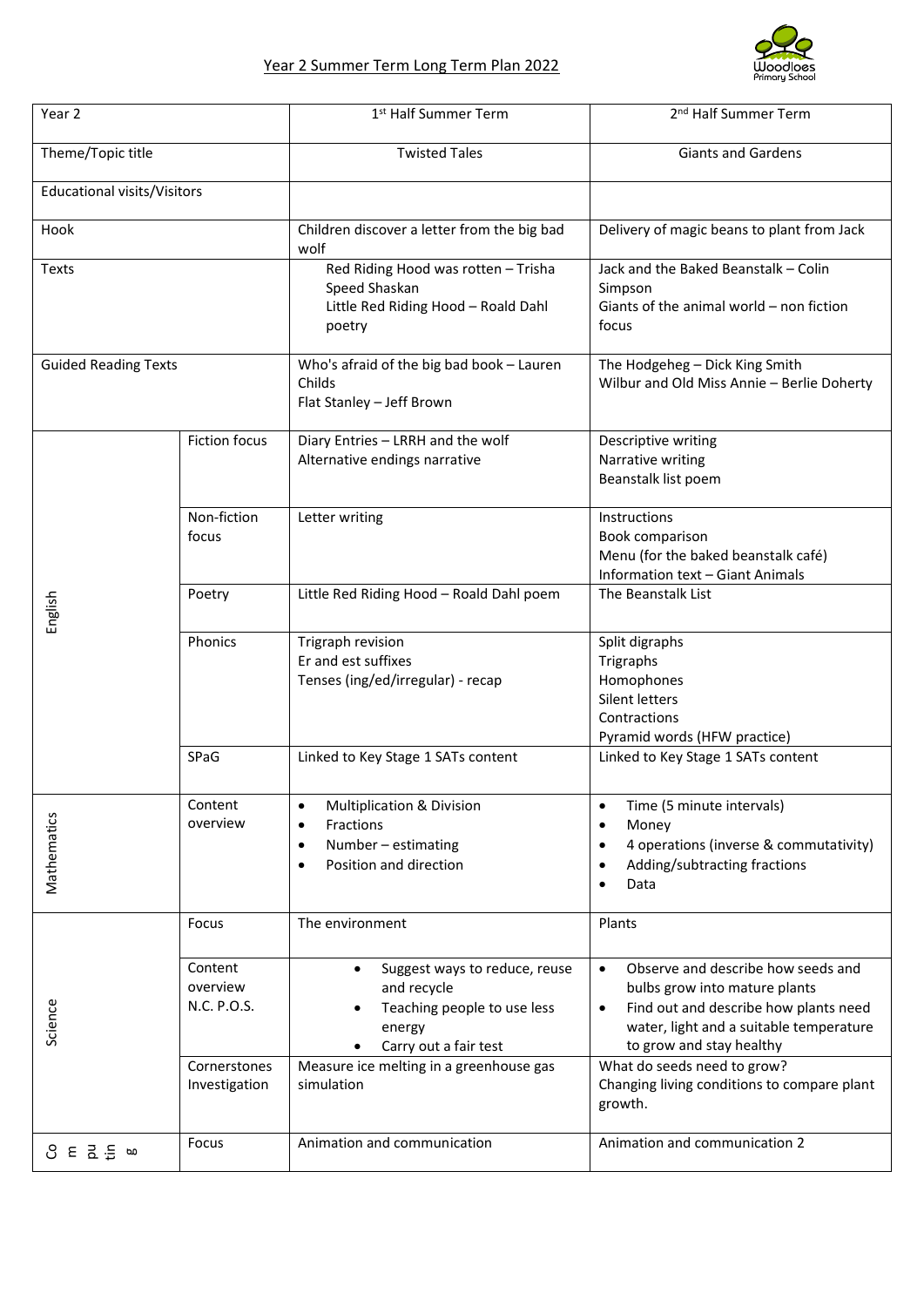# Year 2 Summer Term Long Term Plan 2022

| Year 2 | | 1st Half Summer Term | 2nd Half Summer Term |
|---|---|---|---|
| Theme/Topic title | | Twisted Tales | Giants and Gardens |
| Educational visits/Visitors | | | |
| Hook | | Children discover a letter from the big bad wolf | Delivery of magic beans to plant from Jack |
| Texts | | Red Riding Hood was rotten – Trisha Speed Shaskan<br>Little Red Riding Hood – Roald Dahl poetry | Jack and the Baked Beanstalk – Colin Simpson<br>Giants of the animal world – non fiction focus |
| Guided Reading Texts | | Who's afraid of the big bad book – Lauren Childs<br>Flat Stanley – Jeff Brown | The Hodgeheg – Dick King Smith<br>Wilbur and Old Miss Annie – Berlie Doherty |
| English | Fiction focus | Diary Entries – LRRH and the wolf<br>Alternative endings narrative | Descriptive writing<br>Narrative writing<br>Beanstalk list poem |
| | Non-fiction focus | Letter writing | Instructions<br>Book comparison<br>Menu (for the baked beanstalk café)<br>Information text – Giant Animals |
| | Poetry | Little Red Riding Hood – Roald Dahl poem | The Beanstalk List |
| | Phonics | Trigraph revision<br>Er and est suffixes<br>Tenses (ing/ed/irregular) - recap | Split digraphs<br>Trigraphs<br>Homophones<br>Silent letters<br>Contractions<br>Pyramid words (HFW practice) |
| | SPaG | Linked to Key Stage 1 SATs content | Linked to Key Stage 1 SATs content |
| Mathematics | Content overview | • Multiplication & Division<br>• Fractions<br>• Number – estimating<br>• Position and direction | • Time (5 minute intervals)<br>• Money<br>• 4 operations (inverse & commutativity)<br>• Adding/subtracting fractions<br>• Data |
| Science | Focus | The environment | Plants |
| | Content overview N.C. P.O.S. | • Suggest ways to reduce, reuse and recycle<br>• Teaching people to use less energy<br>• Carry out a fair test | • Observe and describe how seeds and bulbs grow into mature plants<br>• Find out and describe how plants need water, light and a suitable temperature to grow and stay healthy |
| | Cornerstones Investigation | Measure ice melting in a greenhouse gas simulation | What do seeds need to grow?<br>Changing living conditions to compare plant growth. |
| Computing | Focus | Animation and communication | Animation and communication 2 |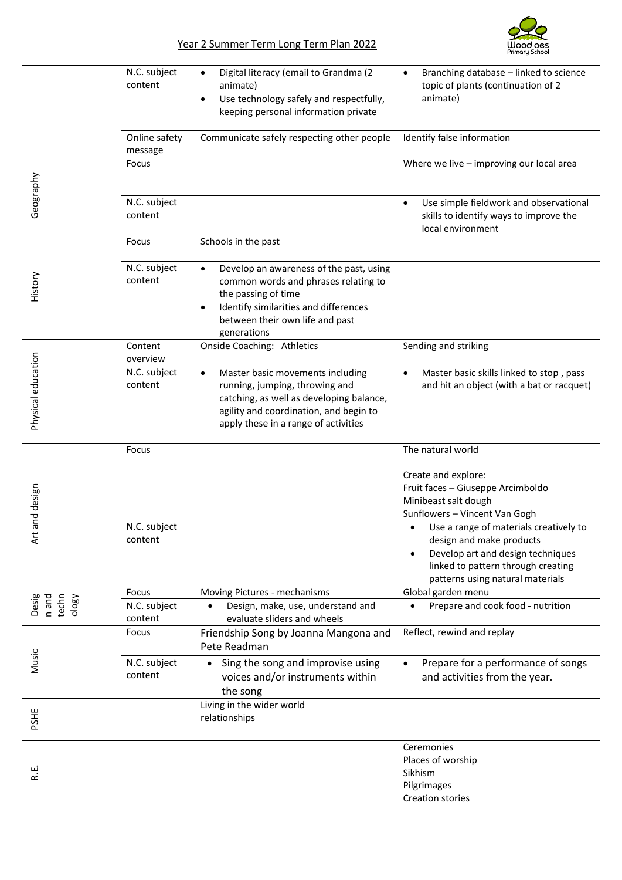Year 2 Summer Term Long Term Plan 2022

| | | | |
|---|---|---|---|
| | N.C. subject content | • Digital literacy (email to Grandma (2 animate)<br>• Use technology safely and respectfully, keeping personal information private | • Branching database – linked to science topic of plants (continuation of 2 animate) |
| | Online safety message | Communicate safely respecting other people | Identify false information |
| Geography | Focus | | Where we live – improving our local area |
| | N.C. subject content | | • Use simple fieldwork and observational skills to identify ways to improve the local environment |
| History | Focus | Schools in the past | |
| | N.C. subject content | • Develop an awareness of the past, using common words and phrases relating to the passing of time<br>• Identify similarities and differences between their own life and past generations | |
| Physical education | Content overview | Onside Coaching: Athletics | Sending and striking |
| | N.C. subject content | • Master basic movements including running, jumping, throwing and catching, as well as developing balance, agility and coordination, and begin to apply these in a range of activities | • Master basic skills linked to stop , pass and hit an object (with a bat or racquet) |
| Art and design | Focus | | The natural world<br><br>Create and explore:<br>Fruit faces – Giuseppe Arcimboldo<br>Minibeast salt dough<br>Sunflowers – Vincent Van Gogh |
| | N.C. subject content | | • Use a range of materials creatively to design and make products<br>• Develop art and design techniques linked to pattern through creating patterns using natural materials |
| Design and technology | Focus | Moving Pictures - mechanisms | Global garden menu |
| | N.C. subject content | • Design, make, use, understand and evaluate sliders and wheels | • Prepare and cook food - nutrition |
| Music | Focus | Friendship Song by Joanna Mangona and Pete Readman | Reflect, rewind and replay |
| | N.C. subject content | • Sing the song and improvise using voices and/or instruments within the song | • Prepare for a performance of songs and activities from the year. |
| PSHE | | Living in the wider world<br>relationships | |
| R.E. | | | Ceremonies<br>Places of worship<br>Sikhism<br>Pilgrimages<br>Creation stories |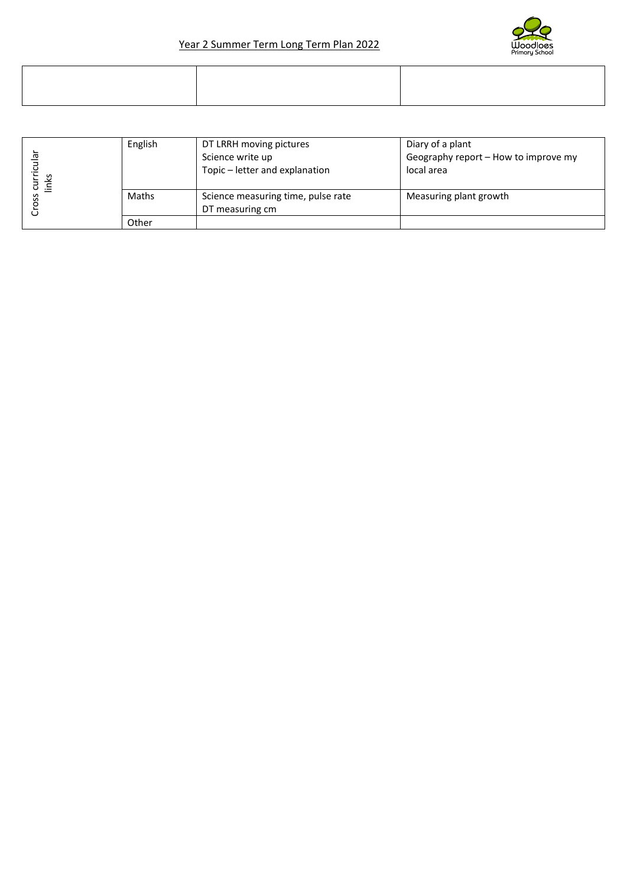Year 2 Summer Term Long Term Plan 2022

| | | |
|---|---|---|
| | | |

| | | | |
|---|---|---|---|
| Cross curricular links | English | DT LRRH moving pictures<br>Science write up<br>Topic – letter and explanation | Diary of a plant<br>Geography report – How to improve my local area |
| | Maths | Science measuring time, pulse rate<br>DT measuring cm | Measuring plant growth |
| | Other | | |